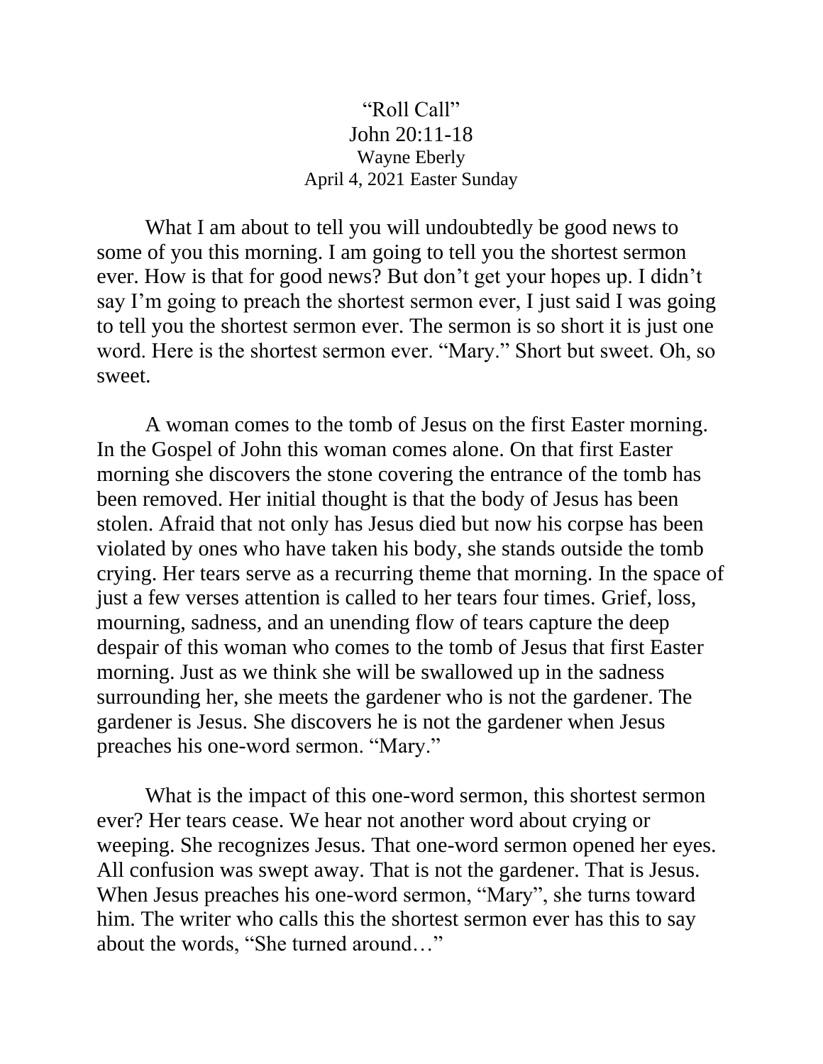# "Roll Call"

## John 20:11-18

Wayne Eberly

April 4, 2021 Easter Sunday

What I am about to tell you will undoubtedly be good news to some of you this morning. I am going to tell you the shortest sermon ever. How is that for good news? But don't get your hopes up. I didn't say I'm going to preach the shortest sermon ever, I just said I was going to tell you the shortest sermon ever. The sermon is so short it is just one word. Here is the shortest sermon ever. "Mary." Short but sweet. Oh, so sweet.

A woman comes to the tomb of Jesus on the first Easter morning. In the Gospel of John this woman comes alone. On that first Easter morning she discovers the stone covering the entrance of the tomb has been removed. Her initial thought is that the body of Jesus has been stolen. Afraid that not only has Jesus died but now his corpse has been violated by ones who have taken his body, she stands outside the tomb crying. Her tears serve as a recurring theme that morning. In the space of just a few verses attention is called to her tears four times. Grief, loss, mourning, sadness, and an unending flow of tears capture the deep despair of this woman who comes to the tomb of Jesus that first Easter morning. Just as we think she will be swallowed up in the sadness surrounding her, she meets the gardener who is not the gardener. The gardener is Jesus. She discovers he is not the gardener when Jesus preaches his one-word sermon. "Mary."

What is the impact of this one-word sermon, this shortest sermon ever? Her tears cease. We hear not another word about crying or weeping. She recognizes Jesus. That one-word sermon opened her eyes. All confusion was swept away. That is not the gardener. That is Jesus. When Jesus preaches his one-word sermon, "Mary", she turns toward him. The writer who calls this the shortest sermon ever has this to say about the words, "She turned around…"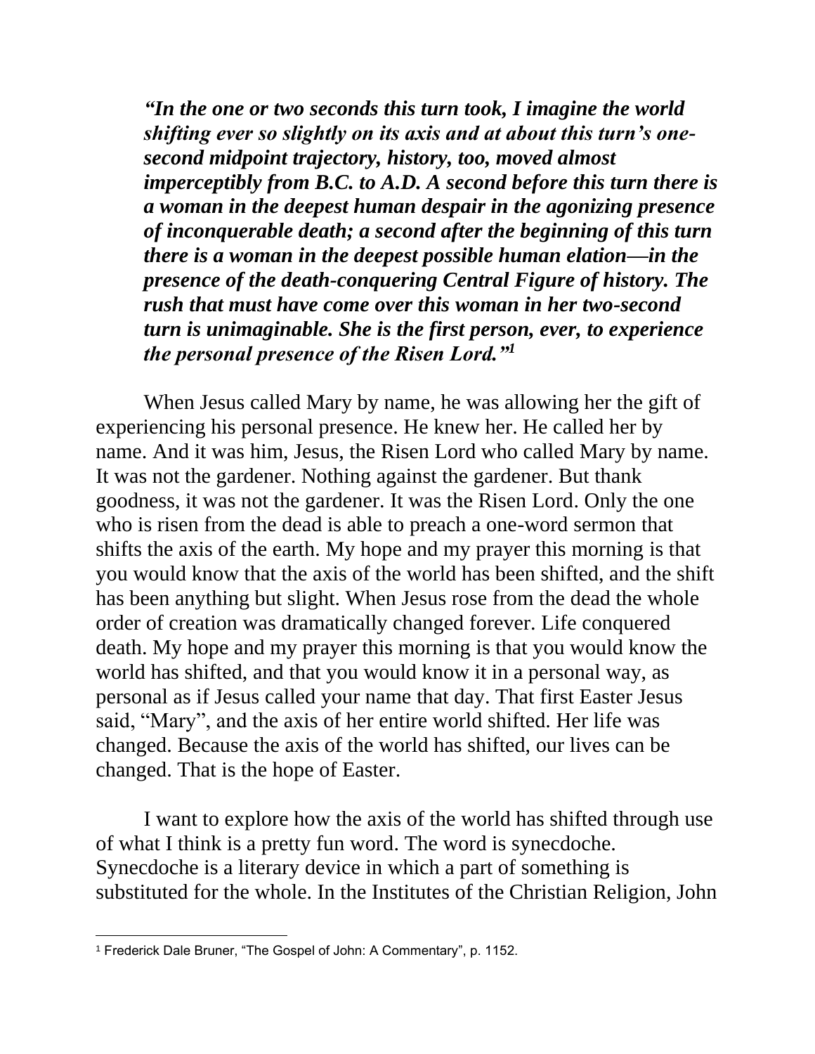***"In the one or two seconds this turn took, I imagine the world shifting ever so slightly on its axis and at about this turn's one-second midpoint trajectory, history, too, moved almost imperceptibly from B.C. to A.D. A second before this turn there is a woman in the deepest human despair in the agonizing presence of inconquerable death; a second after the beginning of this turn there is a woman in the deepest possible human elation—in the presence of the death-conquering Central Figure of history. The rush that must have come over this woman in her two-second turn is unimaginable. She is the first person, ever, to experience the personal presence of the Risen Lord."***[1]

When Jesus called Mary by name, he was allowing her the gift of experiencing his personal presence. He knew her. He called her by name. And it was him, Jesus, the Risen Lord who called Mary by name. It was not the gardener. Nothing against the gardener. But thank goodness, it was not the gardener. It was the Risen Lord. Only the one who is risen from the dead is able to preach a one-word sermon that shifts the axis of the earth. My hope and my prayer this morning is that you would know that the axis of the world has been shifted, and the shift has been anything but slight. When Jesus rose from the dead the whole order of creation was dramatically changed forever. Life conquered death. My hope and my prayer this morning is that you would know the world has shifted, and that you would know it in a personal way, as personal as if Jesus called your name that day. That first Easter Jesus said, "Mary", and the axis of her entire world shifted. Her life was changed. Because the axis of the world has shifted, our lives can be changed. That is the hope of Easter.

I want to explore how the axis of the world has shifted through use of what I think is a pretty fun word. The word is synecdoche. Synecdoche is a literary device in which a part of something is substituted for the whole. In the Institutes of the Christian Religion, John

---

[1] Frederick Dale Bruner, "The Gospel of John: A Commentary", p. 1152.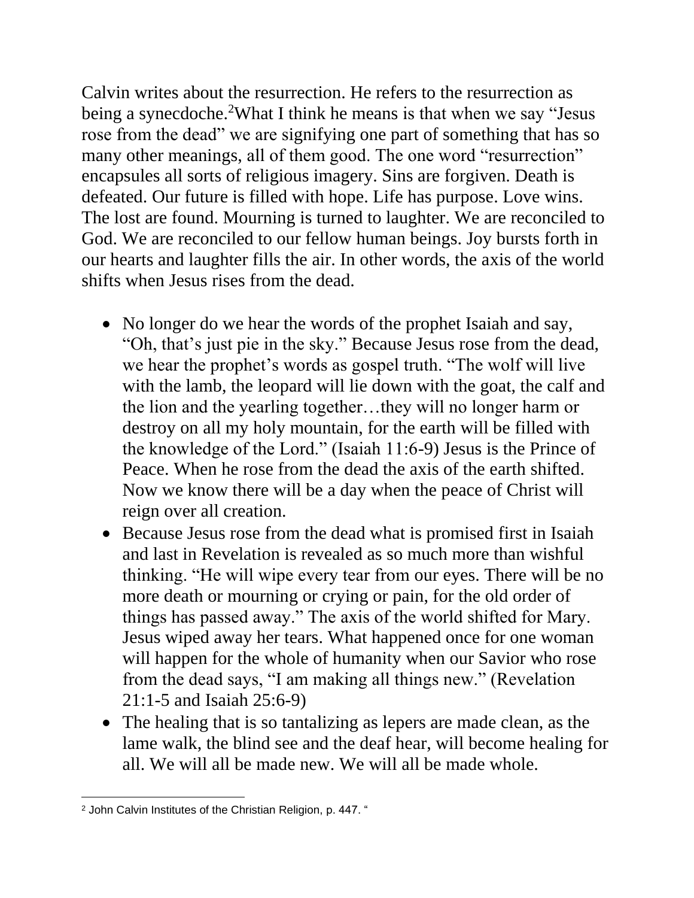Calvin writes about the resurrection. He refers to the resurrection as being a synecdoche.[2]What I think he means is that when we say "Jesus rose from the dead" we are signifying one part of something that has so many other meanings, all of them good. The one word "resurrection" encapsules all sorts of religious imagery. Sins are forgiven. Death is defeated. Our future is filled with hope. Life has purpose. Love wins. The lost are found. Mourning is turned to laughter. We are reconciled to God. We are reconciled to our fellow human beings. Joy bursts forth in our hearts and laughter fills the air. In other words, the axis of the world shifts when Jesus rises from the dead.

- No longer do we hear the words of the prophet Isaiah and say, "Oh, that's just pie in the sky." Because Jesus rose from the dead, we hear the prophet's words as gospel truth. "The wolf will live with the lamb, the leopard will lie down with the goat, the calf and the lion and the yearling together…they will no longer harm or destroy on all my holy mountain, for the earth will be filled with the knowledge of the Lord." (Isaiah 11:6-9) Jesus is the Prince of Peace. When he rose from the dead the axis of the earth shifted. Now we know there will be a day when the peace of Christ will reign over all creation.
- Because Jesus rose from the dead what is promised first in Isaiah and last in Revelation is revealed as so much more than wishful thinking. "He will wipe every tear from our eyes. There will be no more death or mourning or crying or pain, for the old order of things has passed away." The axis of the world shifted for Mary. Jesus wiped away her tears. What happened once for one woman will happen for the whole of humanity when our Savior who rose from the dead says, "I am making all things new." (Revelation 21:1-5 and Isaiah 25:6-9)
- The healing that is so tantalizing as lepers are made clean, as the lame walk, the blind see and the deaf hear, will become healing for all. We will all be made new. We will all be made whole.

---

[2] John Calvin Institutes of the Christian Religion, p. 447. "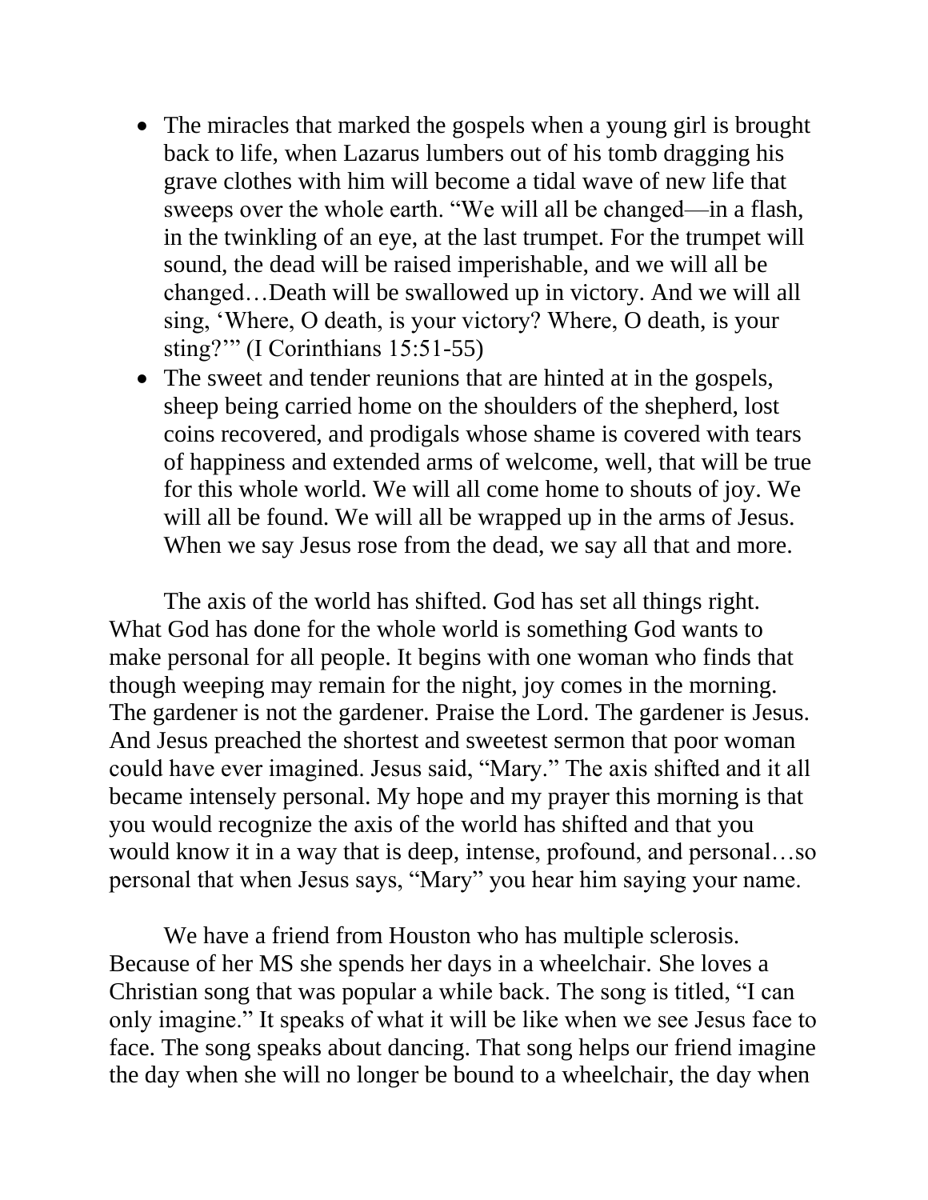- The miracles that marked the gospels when a young girl is brought back to life, when Lazarus lumbers out of his tomb dragging his grave clothes with him will become a tidal wave of new life that sweeps over the whole earth. "We will all be changed—in a flash, in the twinkling of an eye, at the last trumpet. For the trumpet will sound, the dead will be raised imperishable, and we will all be changed…Death will be swallowed up in victory. And we will all sing, 'Where, O death, is your victory? Where, O death, is your sting?'" (I Corinthians 15:51-55)
- The sweet and tender reunions that are hinted at in the gospels, sheep being carried home on the shoulders of the shepherd, lost coins recovered, and prodigals whose shame is covered with tears of happiness and extended arms of welcome, well, that will be true for this whole world. We will all come home to shouts of joy. We will all be found. We will all be wrapped up in the arms of Jesus. When we say Jesus rose from the dead, we say all that and more.

The axis of the world has shifted. God has set all things right. What God has done for the whole world is something God wants to make personal for all people. It begins with one woman who finds that though weeping may remain for the night, joy comes in the morning. The gardener is not the gardener. Praise the Lord. The gardener is Jesus. And Jesus preached the shortest and sweetest sermon that poor woman could have ever imagined. Jesus said, "Mary." The axis shifted and it all became intensely personal. My hope and my prayer this morning is that you would recognize the axis of the world has shifted and that you would know it in a way that is deep, intense, profound, and personal…so personal that when Jesus says, "Mary" you hear him saying your name.

We have a friend from Houston who has multiple sclerosis. Because of her MS she spends her days in a wheelchair. She loves a Christian song that was popular a while back. The song is titled, "I can only imagine." It speaks of what it will be like when we see Jesus face to face. The song speaks about dancing. That song helps our friend imagine the day when she will no longer be bound to a wheelchair, the day when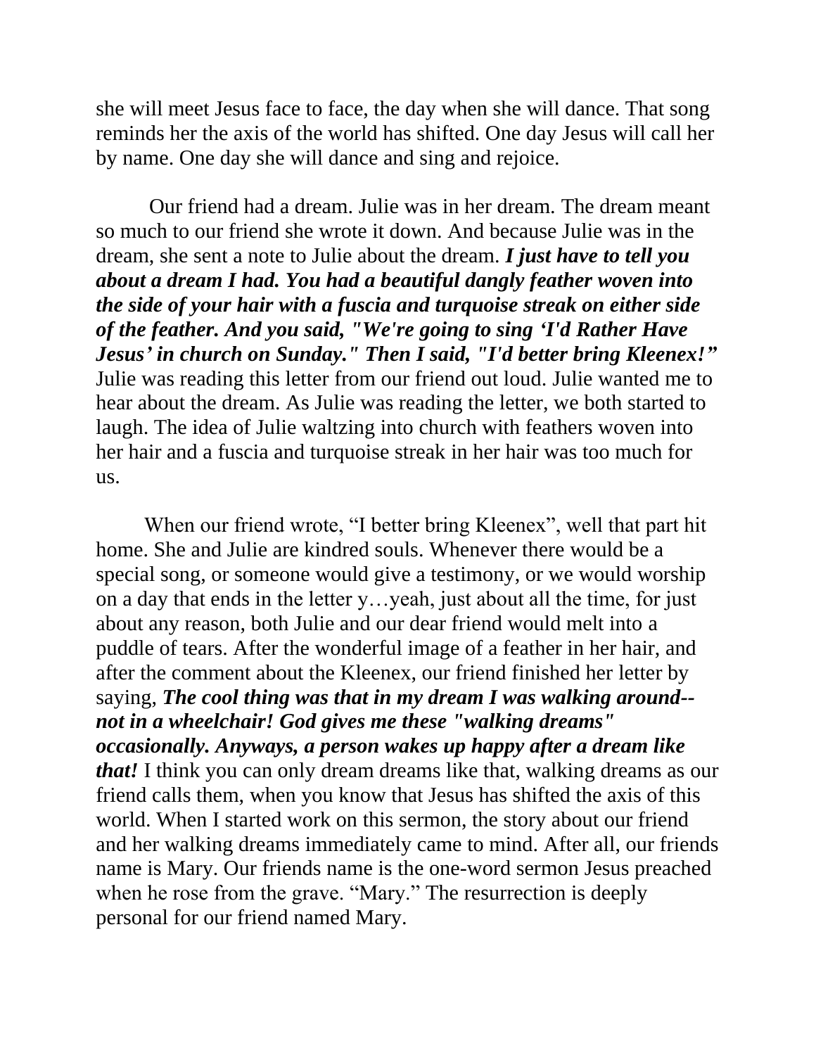she will meet Jesus face to face, the day when she will dance. That song reminds her the axis of the world has shifted. One day Jesus will call her by name. One day she will dance and sing and rejoice.

Our friend had a dream. Julie was in her dream. The dream meant so much to our friend she wrote it down. And because Julie was in the dream, she sent a note to Julie about the dream. ***I just have to tell you about a dream I had. You had a beautiful dangly feather woven into the side of your hair with a fuscia and turquoise streak on either side of the feather. And you said, "We're going to sing 'I'd Rather Have Jesus' in church on Sunday." Then I said, "I'd better bring Kleenex!"*** Julie was reading this letter from our friend out loud. Julie wanted me to hear about the dream. As Julie was reading the letter, we both started to laugh. The idea of Julie waltzing into church with feathers woven into her hair and a fuscia and turquoise streak in her hair was too much for us.

When our friend wrote, "I better bring Kleenex", well that part hit home. She and Julie are kindred souls. Whenever there would be a special song, or someone would give a testimony, or we would worship on a day that ends in the letter y…yeah, just about all the time, for just about any reason, both Julie and our dear friend would melt into a puddle of tears. After the wonderful image of a feather in her hair, and after the comment about the Kleenex, our friend finished her letter by saying, ***The cool thing was that in my dream I was walking around--not in a wheelchair! God gives me these "walking dreams" occasionally. Anyways, a person wakes up happy after a dream like that!*** I think you can only dream dreams like that, walking dreams as our friend calls them, when you know that Jesus has shifted the axis of this world. When I started work on this sermon, the story about our friend and her walking dreams immediately came to mind. After all, our friends name is Mary. Our friends name is the one-word sermon Jesus preached when he rose from the grave. "Mary." The resurrection is deeply personal for our friend named Mary.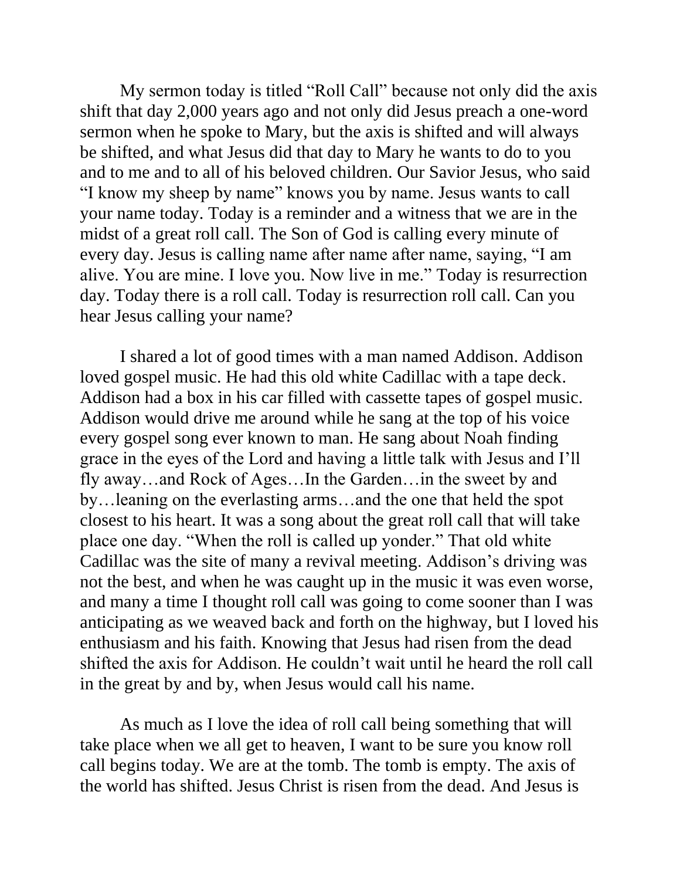My sermon today is titled “Roll Call” because not only did the axis shift that day 2,000 years ago and not only did Jesus preach a one-word sermon when he spoke to Mary, but the axis is shifted and will always be shifted, and what Jesus did that day to Mary he wants to do to you and to me and to all of his beloved children. Our Savior Jesus, who said “I know my sheep by name” knows you by name. Jesus wants to call your name today. Today is a reminder and a witness that we are in the midst of a great roll call. The Son of God is calling every minute of every day. Jesus is calling name after name after name, saying, “I am alive. You are mine. I love you. Now live in me.” Today is resurrection day. Today there is a roll call. Today is resurrection roll call. Can you hear Jesus calling your name?

I shared a lot of good times with a man named Addison. Addison loved gospel music. He had this old white Cadillac with a tape deck. Addison had a box in his car filled with cassette tapes of gospel music. Addison would drive me around while he sang at the top of his voice every gospel song ever known to man. He sang about Noah finding grace in the eyes of the Lord and having a little talk with Jesus and I’ll fly away…and Rock of Ages…In the Garden…in the sweet by and by…leaning on the everlasting arms…and the one that held the spot closest to his heart. It was a song about the great roll call that will take place one day. “When the roll is called up yonder.” That old white Cadillac was the site of many a revival meeting. Addison’s driving was not the best, and when he was caught up in the music it was even worse, and many a time I thought roll call was going to come sooner than I was anticipating as we weaved back and forth on the highway, but I loved his enthusiasm and his faith. Knowing that Jesus had risen from the dead shifted the axis for Addison. He couldn’t wait until he heard the roll call in the great by and by, when Jesus would call his name.

As much as I love the idea of roll call being something that will take place when we all get to heaven, I want to be sure you know roll call begins today. We are at the tomb. The tomb is empty. The axis of the world has shifted. Jesus Christ is risen from the dead. And Jesus is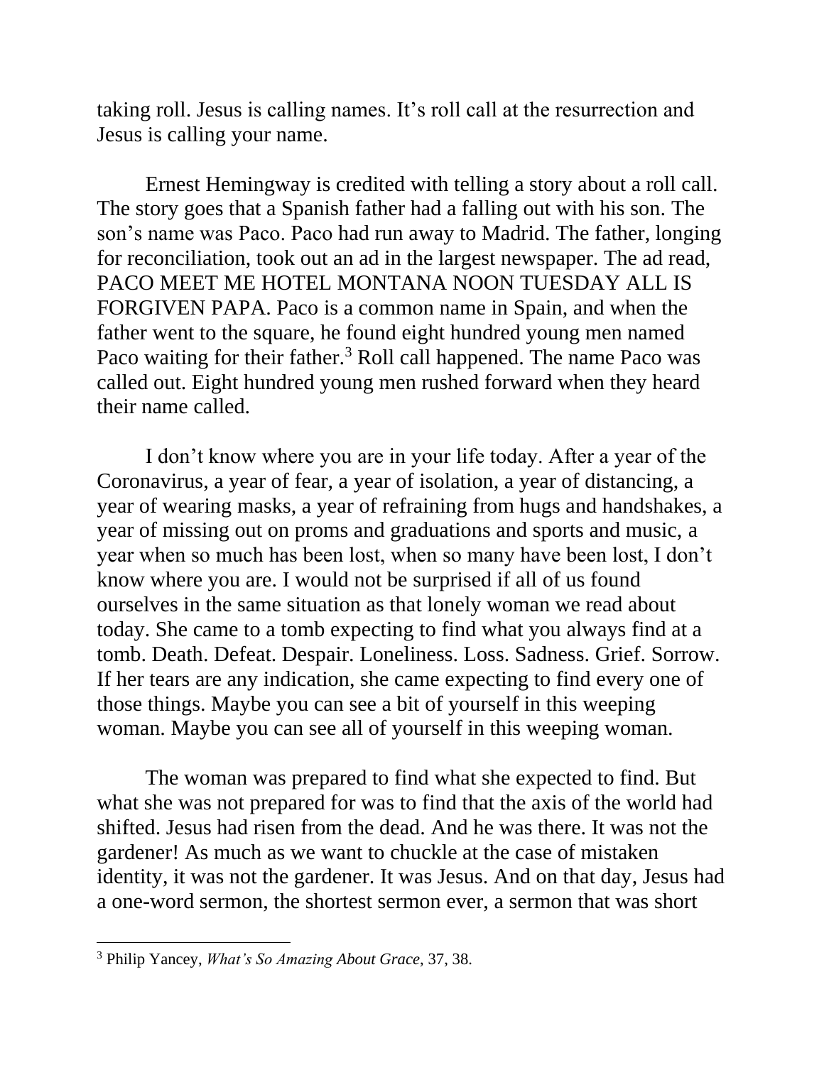taking roll. Jesus is calling names. It's roll call at the resurrection and Jesus is calling your name.

Ernest Hemingway is credited with telling a story about a roll call. The story goes that a Spanish father had a falling out with his son. The son's name was Paco. Paco had run away to Madrid. The father, longing for reconciliation, took out an ad in the largest newspaper. The ad read, PACO MEET ME HOTEL MONTANA NOON TUESDAY ALL IS FORGIVEN PAPA. Paco is a common name in Spain, and when the father went to the square, he found eight hundred young men named Paco waiting for their father.[3] Roll call happened. The name Paco was called out. Eight hundred young men rushed forward when they heard their name called.

I don't know where you are in your life today. After a year of the Coronavirus, a year of fear, a year of isolation, a year of distancing, a year of wearing masks, a year of refraining from hugs and handshakes, a year of missing out on proms and graduations and sports and music, a year when so much has been lost, when so many have been lost, I don't know where you are. I would not be surprised if all of us found ourselves in the same situation as that lonely woman we read about today. She came to a tomb expecting to find what you always find at a tomb. Death. Defeat. Despair. Loneliness. Loss. Sadness. Grief. Sorrow. If her tears are any indication, she came expecting to find every one of those things. Maybe you can see a bit of yourself in this weeping woman. Maybe you can see all of yourself in this weeping woman.

The woman was prepared to find what she expected to find. But what she was not prepared for was to find that the axis of the world had shifted. Jesus had risen from the dead. And he was there. It was not the gardener! As much as we want to chuckle at the case of mistaken identity, it was not the gardener. It was Jesus. And on that day, Jesus had a one-word sermon, the shortest sermon ever, a sermon that was short

[3] Philip Yancey, *What's So Amazing About Grace*, 37, 38.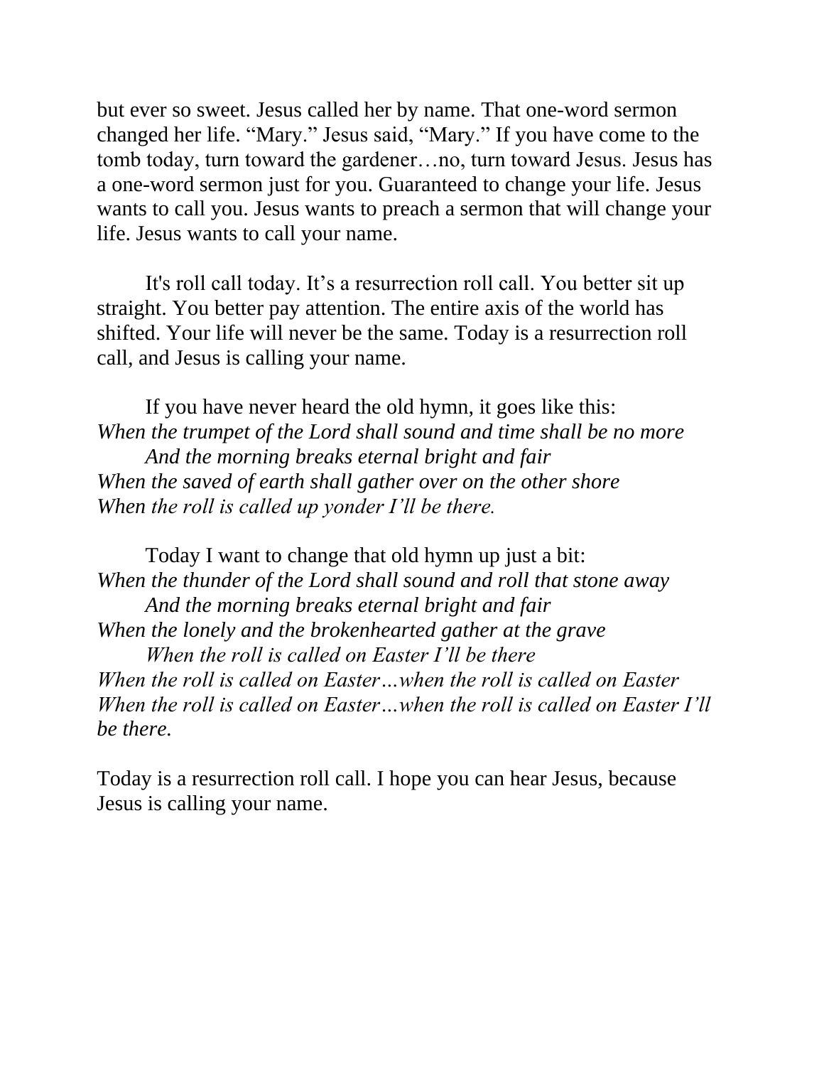but ever so sweet. Jesus called her by name. That one-word sermon changed her life. "Mary." Jesus said, "Mary." If you have come to the tomb today, turn toward the gardener…no, turn toward Jesus. Jesus has a one-word sermon just for you. Guaranteed to change your life. Jesus wants to call you. Jesus wants to preach a sermon that will change your life. Jesus wants to call your name.

It's roll call today. It's a resurrection roll call. You better sit up straight. You better pay attention. The entire axis of the world has shifted. Your life will never be the same. Today is a resurrection roll call, and Jesus is calling your name.

If you have never heard the old hymn, it goes like this:

*When the trumpet of the Lord shall sound and time shall be no more*
*And the morning breaks eternal bright and fair*
*When the saved of earth shall gather over on the other shore*
*When the roll is called up yonder I'll be there.*

Today I want to change that old hymn up just a bit:

*When the thunder of the Lord shall sound and roll that stone away*
*And the morning breaks eternal bright and fair*
*When the lonely and the brokenhearted gather at the grave*
*When the roll is called on Easter I'll be there*
*When the roll is called on Easter…when the roll is called on Easter*
*When the roll is called on Easter…when the roll is called on Easter I'll be there.*

Today is a resurrection roll call. I hope you can hear Jesus, because Jesus is calling your name.